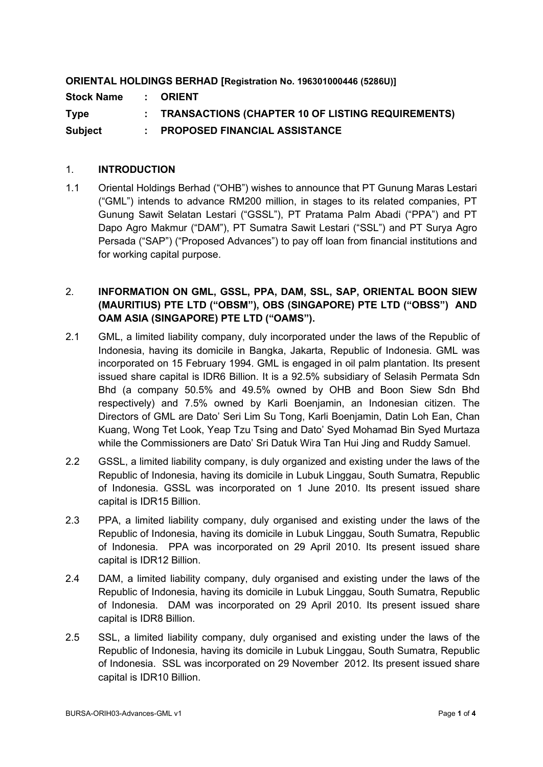**ORIENTAL HOLDINGS BERHAD [Registration No. 196301000446 (5286U)]**

**Stock Name : ORIENT**

**Type : TRANSACTIONS (CHAPTER 10 OF LISTING REQUIREMENTS)**

**Subject : PROPOSED FINANCIAL ASSISTANCE**

## 1. INTRODUCTION

1.1 Oriental Holdings Berhad ("OHB") wishes to announce that PT Gunung Maras Lestari ("GML") intends to advance RM200 million, in stages to its related companies, PT Gunung Sawit Selatan Lestari ("GSSL"), PT Pratama Palm Abadi ("PPA") and PT Dapo Agro Makmur ("DAM"), PT Sumatra Sawit Lestari ("SSL") and PT Surya Agro Persada ("SAP") ("Proposed Advances") to pay off loan from financial institutions and for working capital purpose.

## 2. INFORMATION ON GML, GSSL, PPA, DAM, SSL, SAP, ORIENTAL BOON SIEW (MAURITIUS) PTE LTD ("OBSM"), OBS (SINGAPORE) PTE LTD ("OBSS") AND OAM ASIA (SINGAPORE) PTE LTD ("OAMS").

2.1 GML, a limited liability company, duly incorporated under the laws of the Republic of Indonesia, having its domicile in Bangka, Jakarta, Republic of Indonesia. GML was incorporated on 15 February 1994. GML is engaged in oil palm plantation. Its present issued share capital is IDR6 Billion. It is a 92.5% subsidiary of Selasih Permata Sdn Bhd (a company 50.5% and 49.5% owned by OHB and Boon Siew Sdn Bhd respectively) and 7.5% owned by Karli Boenjamin, an Indonesian citizen. The Directors of GML are Dato' Seri Lim Su Tong, Karli Boenjamin, Datin Loh Ean, Chan Kuang, Wong Tet Look, Yeap Tzu Tsing and Dato' Syed Mohamad Bin Syed Murtaza while the Commissioners are Dato' Sri Datuk Wira Tan Hui Jing and Ruddy Samuel.

2.2 GSSL, a limited liability company, is duly organized and existing under the laws of the Republic of Indonesia, having its domicile in Lubuk Linggau, South Sumatra, Republic of Indonesia. GSSL was incorporated on 1 June 2010. Its present issued share capital is IDR15 Billion.

2.3 PPA, a limited liability company, duly organised and existing under the laws of the Republic of Indonesia, having its domicile in Lubuk Linggau, South Sumatra, Republic of Indonesia. PPA was incorporated on 29 April 2010. Its present issued share capital is IDR12 Billion.

2.4 DAM, a limited liability company, duly organised and existing under the laws of the Republic of Indonesia, having its domicile in Lubuk Linggau, South Sumatra, Republic of Indonesia. DAM was incorporated on 29 April 2010. Its present issued share capital is IDR8 Billion.

2.5 SSL, a limited liability company, duly organised and existing under the laws of the Republic of Indonesia, having its domicile in Lubuk Linggau, South Sumatra, Republic of Indonesia. SSL was incorporated on 29 November 2012. Its present issued share capital is IDR10 Billion.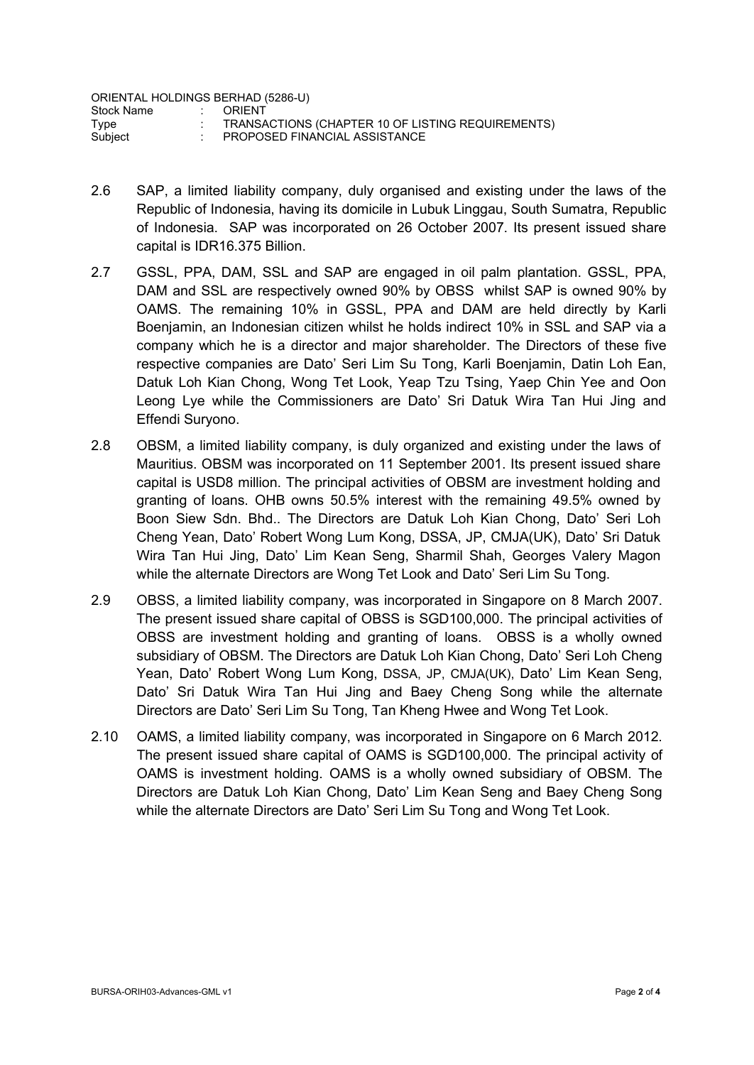2.6 SAP, a limited liability company, duly organised and existing under the laws of the Republic of Indonesia, having its domicile in Lubuk Linggau, South Sumatra, Republic of Indonesia. SAP was incorporated on 26 October 2007. Its present issued share capital is IDR16.375 Billion.

2.7 GSSL, PPA, DAM, SSL and SAP are engaged in oil palm plantation. GSSL, PPA, DAM and SSL are respectively owned 90% by OBSS whilst SAP is owned 90% by OAMS. The remaining 10% in GSSL, PPA and DAM are held directly by Karli Boenjamin, an Indonesian citizen whilst he holds indirect 10% in SSL and SAP via a company which he is a director and major shareholder. The Directors of these five respective companies are Dato' Seri Lim Su Tong, Karli Boenjamin, Datin Loh Ean, Datuk Loh Kian Chong, Wong Tet Look, Yeap Tzu Tsing, Yaep Chin Yee and Oon Leong Lye while the Commissioners are Dato' Sri Datuk Wira Tan Hui Jing and Effendi Suryono.

2.8 OBSM, a limited liability company, is duly organized and existing under the laws of Mauritius. OBSM was incorporated on 11 September 2001. Its present issued share capital is USD8 million. The principal activities of OBSM are investment holding and granting of loans. OHB owns 50.5% interest with the remaining 49.5% owned by Boon Siew Sdn. Bhd.. The Directors are Datuk Loh Kian Chong, Dato' Seri Loh Cheng Yean, Dato' Robert Wong Lum Kong, DSSA, JP, CMJA(UK), Dato' Sri Datuk Wira Tan Hui Jing, Dato' Lim Kean Seng, Sharmil Shah, Georges Valery Magon while the alternate Directors are Wong Tet Look and Dato' Seri Lim Su Tong.

2.9 OBSS, a limited liability company, was incorporated in Singapore on 8 March 2007. The present issued share capital of OBSS is SGD100,000. The principal activities of OBSS are investment holding and granting of loans. OBSS is a wholly owned subsidiary of OBSM. The Directors are Datuk Loh Kian Chong, Dato' Seri Loh Cheng Yean, Dato' Robert Wong Lum Kong, DSSA, JP, CMJA(UK), Dato' Lim Kean Seng, Dato' Sri Datuk Wira Tan Hui Jing and Baey Cheng Song while the alternate Directors are Dato' Seri Lim Su Tong, Tan Kheng Hwee and Wong Tet Look.

2.10 OAMS, a limited liability company, was incorporated in Singapore on 6 March 2012. The present issued share capital of OAMS is SGD100,000. The principal activity of OAMS is investment holding. OAMS is a wholly owned subsidiary of OBSM. The Directors are Datuk Loh Kian Chong, Dato' Lim Kean Seng and Baey Cheng Song while the alternate Directors are Dato' Seri Lim Su Tong and Wong Tet Look.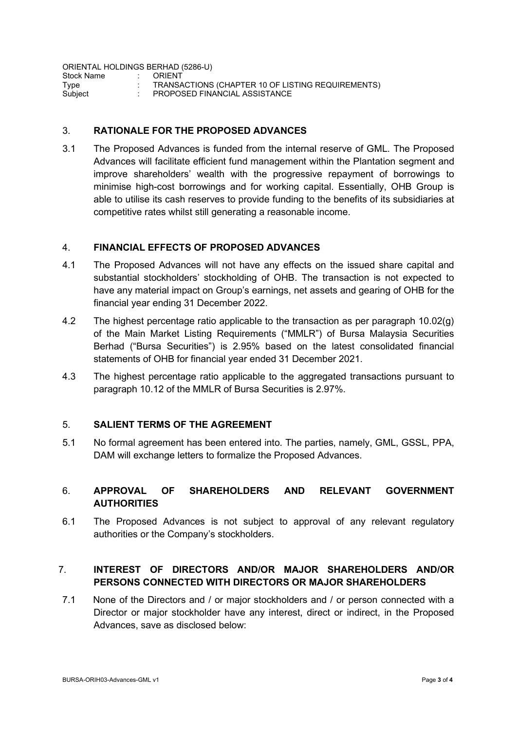ORIENTAL HOLDINGS BERHAD (5286-U)
Stock Name : ORIENT
Type : TRANSACTIONS (CHAPTER 10 OF LISTING REQUIREMENTS)
Subject : PROPOSED FINANCIAL ASSISTANCE

## 3. RATIONALE FOR THE PROPOSED ADVANCES

3.1 The Proposed Advances is funded from the internal reserve of GML. The Proposed Advances will facilitate efficient fund management within the Plantation segment and improve shareholders' wealth with the progressive repayment of borrowings to minimise high-cost borrowings and for working capital. Essentially, OHB Group is able to utilise its cash reserves to provide funding to the benefits of its subsidiaries at competitive rates whilst still generating a reasonable income.

## 4. FINANCIAL EFFECTS OF PROPOSED ADVANCES

4.1 The Proposed Advances will not have any effects on the issued share capital and substantial stockholders' stockholding of OHB. The transaction is not expected to have any material impact on Group's earnings, net assets and gearing of OHB for the financial year ending 31 December 2022.

4.2 The highest percentage ratio applicable to the transaction as per paragraph 10.02(g) of the Main Market Listing Requirements ("MMLR") of Bursa Malaysia Securities Berhad ("Bursa Securities") is 2.95% based on the latest consolidated financial statements of OHB for financial year ended 31 December 2021.

4.3 The highest percentage ratio applicable to the aggregated transactions pursuant to paragraph 10.12 of the MMLR of Bursa Securities is 2.97%.

## 5. SALIENT TERMS OF THE AGREEMENT

5.1 No formal agreement has been entered into. The parties, namely, GML, GSSL, PPA, DAM will exchange letters to formalize the Proposed Advances.

## 6. APPROVAL OF SHAREHOLDERS AND RELEVANT GOVERNMENT AUTHORITIES

6.1 The Proposed Advances is not subject to approval of any relevant regulatory authorities or the Company's stockholders.

## 7. INTEREST OF DIRECTORS AND/OR MAJOR SHAREHOLDERS AND/OR PERSONS CONNECTED WITH DIRECTORS OR MAJOR SHAREHOLDERS

7.1 None of the Directors and / or major stockholders and / or person connected with a Director or major stockholder have any interest, direct or indirect, in the Proposed Advances, save as disclosed below: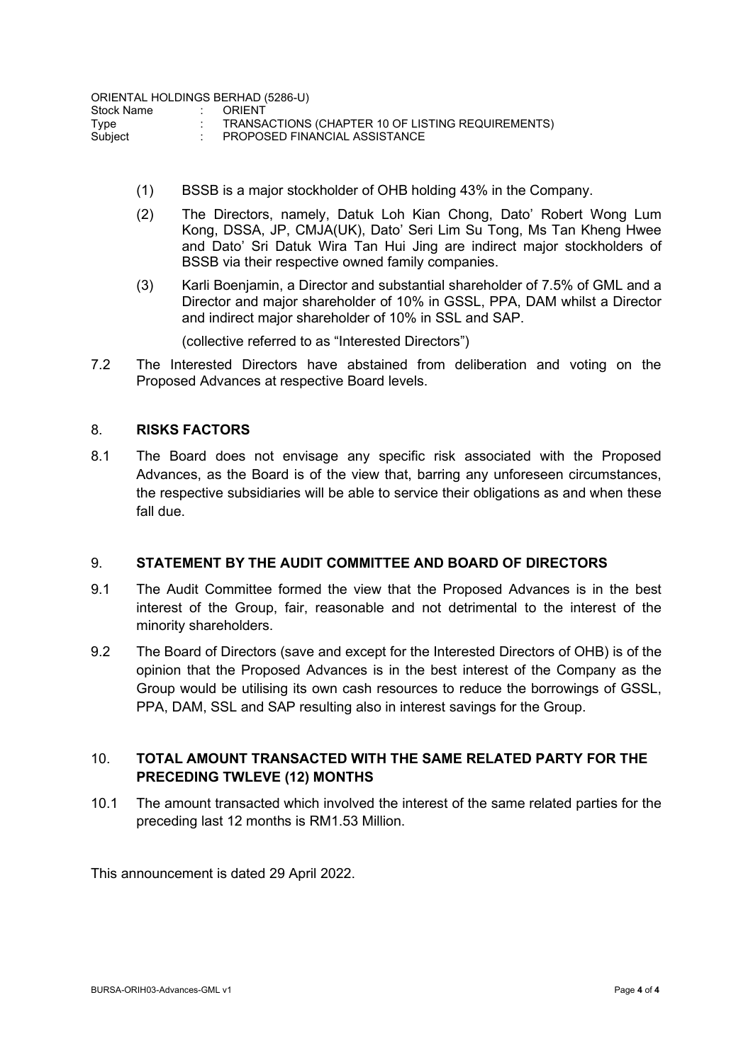ORIENTAL HOLDINGS BERHAD (5286-U)
Stock Name : ORIENT
Type : TRANSACTIONS (CHAPTER 10 OF LISTING REQUIREMENTS)
Subject : PROPOSED FINANCIAL ASSISTANCE

(1) BSSB is a major stockholder of OHB holding 43% in the Company.

(2) The Directors, namely, Datuk Loh Kian Chong, Dato' Robert Wong Lum Kong, DSSA, JP, CMJA(UK), Dato' Seri Lim Su Tong, Ms Tan Kheng Hwee and Dato' Sri Datuk Wira Tan Hui Jing are indirect major stockholders of BSSB via their respective owned family companies.

(3) Karli Boenjamin, a Director and substantial shareholder of 7.5% of GML and a Director and major shareholder of 10% in GSSL, PPA, DAM whilst a Director and indirect major shareholder of 10% in SSL and SAP.

(collective referred to as "Interested Directors")

7.2 The Interested Directors have abstained from deliberation and voting on the Proposed Advances at respective Board levels.

## 8. RISKS FACTORS

8.1 The Board does not envisage any specific risk associated with the Proposed Advances, as the Board is of the view that, barring any unforeseen circumstances, the respective subsidiaries will be able to service their obligations as and when these fall due.

## 9. STATEMENT BY THE AUDIT COMMITTEE AND BOARD OF DIRECTORS

9.1 The Audit Committee formed the view that the Proposed Advances is in the best interest of the Group, fair, reasonable and not detrimental to the interest of the minority shareholders.

9.2 The Board of Directors (save and except for the Interested Directors of OHB) is of the opinion that the Proposed Advances is in the best interest of the Company as the Group would be utilising its own cash resources to reduce the borrowings of GSSL, PPA, DAM, SSL and SAP resulting also in interest savings for the Group.

## 10. TOTAL AMOUNT TRANSACTED WITH THE SAME RELATED PARTY FOR THE PRECEDING TWLEVE (12) MONTHS

10.1 The amount transacted which involved the interest of the same related parties for the preceding last 12 months is RM1.53 Million.

This announcement is dated 29 April 2022.